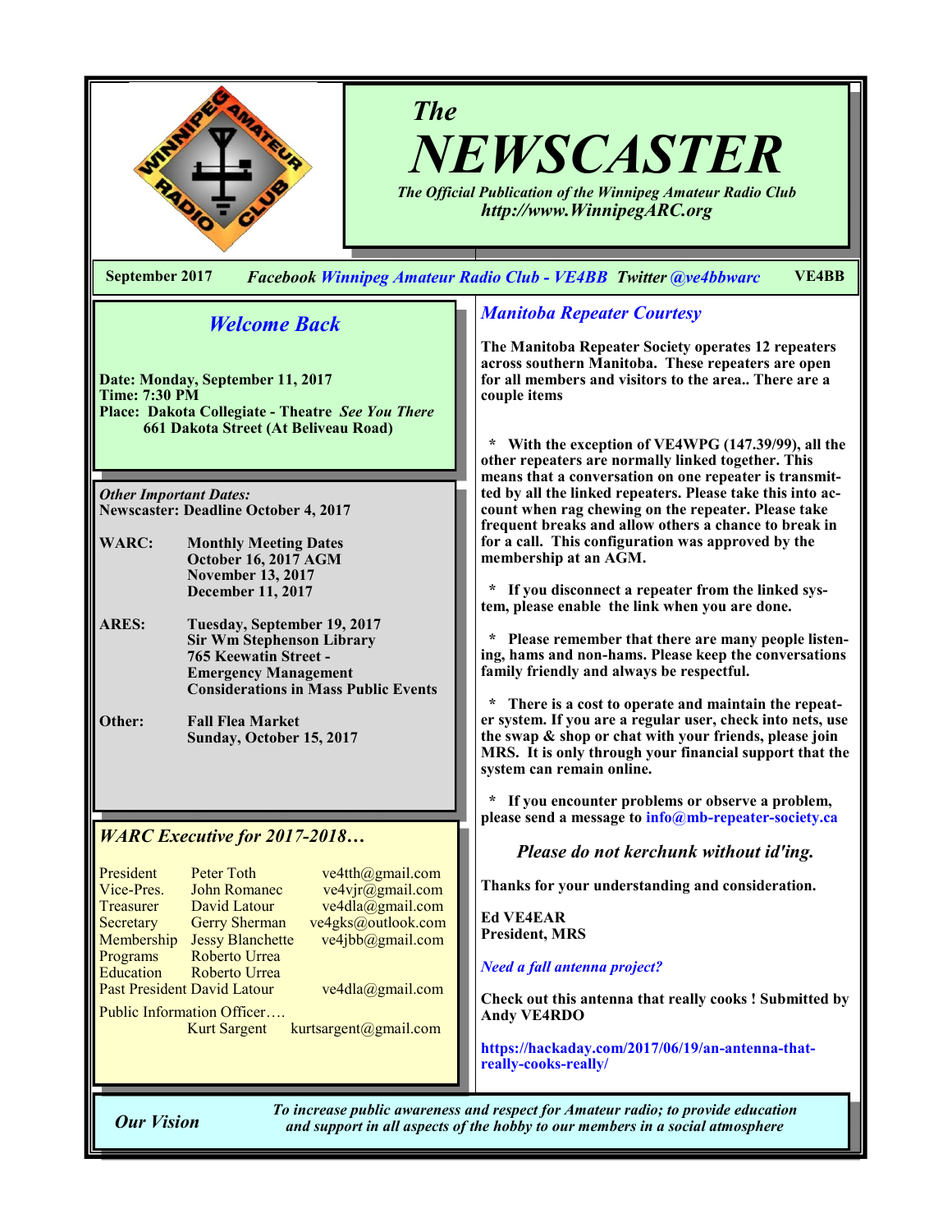# The NEWSCASTER

*The Official Publication of the Winnipeg Amateur Radio Club*
*http://www.WinnipegARC.org*

**September 2017** *Facebook* *Winnipeg Amateur Radio Club - VE4BB* *Twitter* *@ve4bbwarc* **VE4BB**

## *Welcome Back*

**Date: Monday, September 11, 2017**
**Time: 7:30 PM**
**Place: Dakota Collegiate - Theatre** ***See You There***
**661 Dakota Street (At Beliveau Road)**

***Other Important Dates:***
**Newscaster: Deadline October 4, 2017**

**WARC:** **Monthly Meeting Dates**
**October 16, 2017 AGM**
**November 13, 2017**
**December 11, 2017**

**ARES:** **Tuesday, September 19, 2017**
**Sir Wm Stephenson Library**
**765 Keewatin Street -**
**Emergency Management Considerations in Mass Public Events**

**Other:** **Fall Flea Market**
**Sunday, October 15, 2017**

## *WARC Executive for 2017-2018…*

| | | |
|---|---|---|
| President | Peter Toth | ve4tth@gmail.com |
| Vice-Pres. | John Romanec | ve4vjr@gmail.com |
| Treasurer | David Latour | ve4dla@gmail.com |
| Secretary | Gerry Sherman | ve4gks@outlook.com |
| Membership | Jessy Blanchette | ve4jbb@gmail.com |
| Programs | Roberto Urrea | |
| Education | Roberto Urrea | |
| Past President | David Latour | ve4dla@gmail.com |
| Public Information Officer…. | Kurt Sargent | kurtsargent@gmail.com |

## *Manitoba Repeater Courtesy*

**The Manitoba Repeater Society operates 12 repeaters across southern Manitoba. These repeaters are open for all members and visitors to the area.. There are a couple items**

**\* With the exception of VE4WPG (147.39/99), all the other repeaters are normally linked together. This means that a conversation on one repeater is transmitted by all the linked repeaters. Please take this into account when rag chewing on the repeater. Please take frequent breaks and allow others a chance to break in for a call. This configuration was approved by the membership at an AGM.**

**\* If you disconnect a repeater from the linked system, please enable the link when you are done.**

**\* Please remember that there are many people listening, hams and non-hams. Please keep the conversations family friendly and always be respectful.**

**\* There is a cost to operate and maintain the repeater system. If you are a regular user, check into nets, use the swap & shop or chat with your friends, please join MRS. It is only through your financial support that the system can remain online.**

**\* If you encounter problems or observe a problem, please send a message to info@mb-repeater-society.ca**

***Please do not kerchunk without id'ing.***

**Thanks for your understanding and consideration.**

**Ed VE4EAR**
**President, MRS**

### *Need a fall antenna project?*

**Check out this antenna that really cooks ! Submitted by Andy VE4RDO**

**https://hackaday.com/2017/06/19/an-antenna-that-really-cooks-really/**

***Our Vision*** *To increase public awareness and respect for Amateur radio; to provide education and support in all aspects of the hobby to our members in a social atmosphere*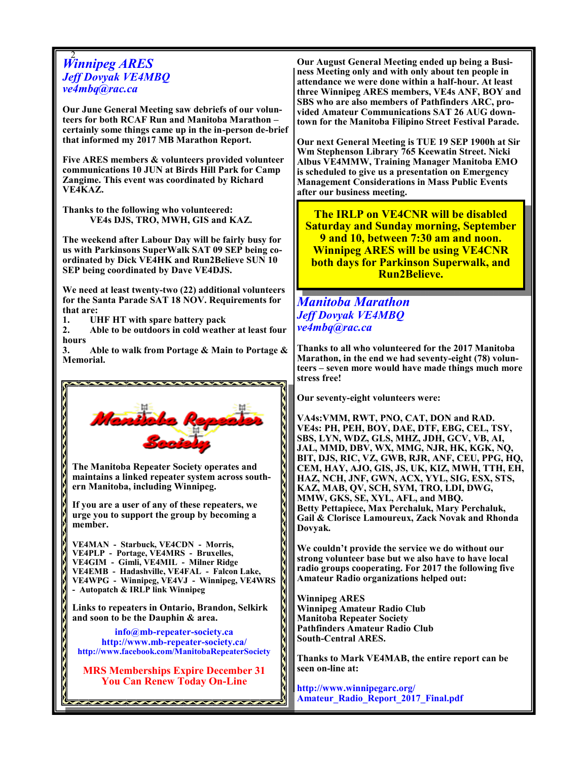## *Winnipeg ARES*

### *Jeff Dovyak VE4MBQ*

*ve4mbq@rac.ca*

**Our June General Meeting saw debriefs of our volunteers for both RCAF Run and Manitoba Marathon – certainly some things came up in the in-person de-brief that informed my 2017 MB Marathon Report.**

**Five ARES members & volunteers provided volunteer communications 10 JUN at Birds Hill Park for Camp Zangime. This event was coordinated by Richard VE4KAZ.**

**Thanks to the following who volunteered:**
**VE4s DJS, TRO, MWH, GIS and KAZ.**

**The weekend after Labour Day will be fairly busy for us with Parkinsons SuperWalk SAT 09 SEP being coordinated by Dick VE4HK and Run2Believe SUN 10 SEP being coordinated by Dave VE4DJS.**

**We need at least twenty-two (22) additional volunteers for the Santa Parade SAT 18 NOV. Requirements for that are:**

1. **UHF HT with spare battery pack**
2. **Able to be outdoors in cold weather at least four hours**
3. **Able to walk from Portage & Main to Portage & Memorial.**

**Manitoba Repeater Society**

**The Manitoba Repeater Society operates and maintains a linked repeater system across southern Manitoba, including Winnipeg.**

**If you are a user of any of these repeaters, we urge you to support the group by becoming a member.**

**VE4MAN - Starbuck, VE4CDN - Morris,**
**VE4PLP - Portage, VE4MRS - Bruxelles,**
**VE4GIM - Gimli, VE4MIL - Milner Ridge**
**VE4EMB - Hadashville, VE4FAL - Falcon Lake,**
**VE4WPG - Winnipeg, VE4VJ - Winnipeg, VE4WRS - Autopatch & IRLP link Winnipeg**

**Links to repeaters in Ontario, Brandon, Selkirk and soon to be the Dauphin & area.**

**info@mb-repeater-society.ca**
**http://www.mb-repeater-society.ca/**
**http://www.facebook.com/ManitobaRepeaterSociety**

**MRS Memberships Expire December 31**
**You Can Renew Today On-Line**

**Our August General Meeting ended up being a Business Meeting only and with only about ten people in attendance we were done within a half-hour. At least three Winnipeg ARES members, VE4s ANF, BOY and SBS who are also members of Pathfinders ARC, provided Amateur Communications SAT 26 AUG downtown for the Manitoba Filipino Street Festival Parade.**

**Our next General Meeting is TUE 19 SEP 1900h at Sir Wm Stephenson Library 765 Keewatin Street. Nicki Albus VE4MMW, Training Manager Manitoba EMO is scheduled to give us a presentation on Emergency Management Considerations in Mass Public Events after our business meeting.**

**The IRLP on VE4CNR will be disabled Saturday and Sunday morning, September 9 and 10, between 7:30 am and noon. Winnipeg ARES will be using VE4CNR both days for Parkinson Superwalk, and Run2Believe.**

## *Manitoba Marathon*

### *Jeff Dovyak VE4MBQ*

*ve4mbq@rac.ca*

**Thanks to all who volunteered for the 2017 Manitoba Marathon, in the end we had seventy-eight (78) volunteers – seven more would have made things much more stress free!**

**Our seventy-eight volunteers were:**

**VA4s:VMM, RWT, PNO, CAT, DON and RAD.**
**VE4s: PH, PEH, BOY, DAE, DTF, EBG, CEL, TSY, SBS, LYN, WDZ, GLS, MHZ, JDH, GCV, VB, AI, JAL, MMD, DBV, WX, MMG, NJR, HK, KGK, NQ, BIT, DJS, RIC, VZ, GWB, RJR, ANF, CEU, PPG, HQ, CEM, HAY, AJO, GIS, JS, UK, KIZ, MWH, TTH, EH, HAZ, NCH, JNF, GWN, ACX, YYL, SIG, ESX, STS, KAZ, MAB, QV, SCH, SYM, TRO, LDI, DWG, MMW, GKS, SE, XYL, AFL, and MBQ.**
**Betty Pettapiece, Max Perchaluk, Mary Perchaluk, Gail & Clorisce Lamoureux, Zack Novak and Rhonda Dovyak.**

**We couldn't provide the service we do without our strong volunteer base but we also have to have local radio groups cooperating. For 2017 the following five Amateur Radio organizations helped out:**

**Winnipeg ARES**
**Winnipeg Amateur Radio Club**
**Manitoba Repeater Society**
**Pathfinders Amateur Radio Club**
**South-Central ARES.**

**Thanks to Mark VE4MAB, the entire report can be seen on-line at:**

**http://www.winnipegarc.org/Amateur_Radio_Report_2017_Final.pdf**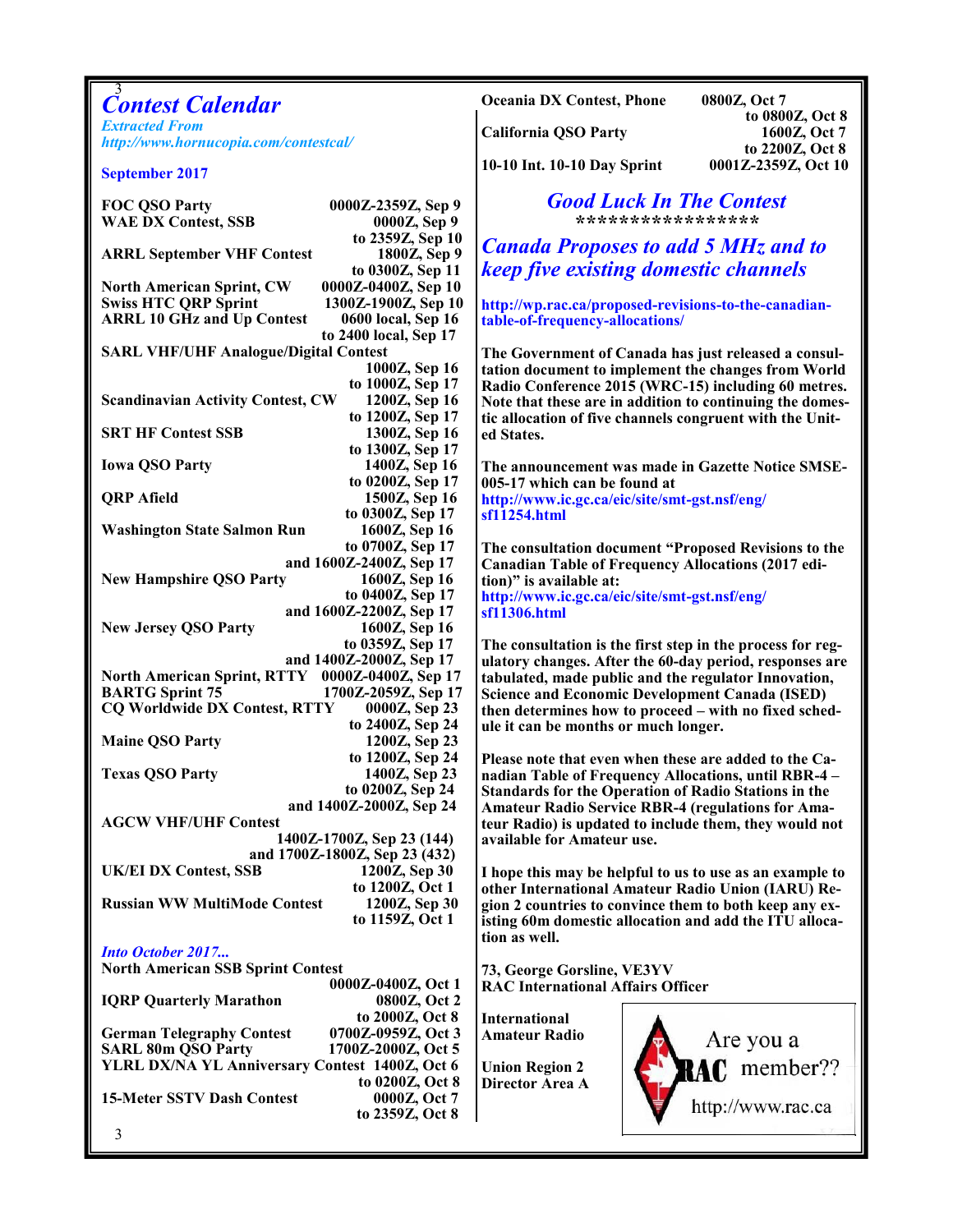# Contest Calendar

*Extracted From*
*http://www.hornucopia.com/contestcal/*

## September 2017

| Contest | Time |
|---|---|
| FOC QSO Party | 0000Z-2359Z, Sep 9 |
| WAE DX Contest, SSB | 0000Z, Sep 9 to 2359Z, Sep 10 |
| ARRL September VHF Contest | 1800Z, Sep 9 to 0300Z, Sep 11 |
| North American Sprint, CW | 0000Z-0400Z, Sep 10 |
| Swiss HTC QRP Sprint | 1300Z-1900Z, Sep 10 |
| ARRL 10 GHz and Up Contest | 0600 local, Sep 16 to 2400 local, Sep 17 |
| SARL VHF/UHF Analogue/Digital Contest | 1000Z, Sep 16 to 1000Z, Sep 17 |
| Scandinavian Activity Contest, CW | 1200Z, Sep 16 to 1200Z, Sep 17 |
| SRT HF Contest SSB | 1300Z, Sep 16 to 1300Z, Sep 17 |
| Iowa QSO Party | 1400Z, Sep 16 to 0200Z, Sep 17 |
| QRP Afield | 1500Z, Sep 16 to 0300Z, Sep 17 |
| Washington State Salmon Run | 1600Z, Sep 16 to 0700Z, Sep 17 and 1600Z-2400Z, Sep 17 |
| New Hampshire QSO Party | 1600Z, Sep 16 to 0400Z, Sep 17 and 1600Z-2200Z, Sep 17 |
| New Jersey QSO Party | 1600Z, Sep 16 to 0359Z, Sep 17 and 1400Z-2000Z, Sep 17 |
| North American Sprint, RTTY | 0000Z-0400Z, Sep 17 |
| BARTG Sprint 75 | 1700Z-2059Z, Sep 17 |
| CQ Worldwide DX Contest, RTTY | 0000Z, Sep 23 to 2400Z, Sep 24 |
| Maine QSO Party | 1200Z, Sep 23 to 1200Z, Sep 24 |
| Texas QSO Party | 1400Z, Sep 23 to 0200Z, Sep 24 and 1400Z-2000Z, Sep 24 |
| AGCW VHF/UHF Contest | 1400Z-1700Z, Sep 23 (144) and 1700Z-1800Z, Sep 23 (432) |
| UK/EI DX Contest, SSB | 1200Z, Sep 30 to 1200Z, Oct 1 |
| Russian WW MultiMode Contest | 1200Z, Sep 30 to 1159Z, Oct 1 |

*Into October 2017...*

| Contest | Time |
|---|---|
| North American SSB Sprint Contest | 0000Z-0400Z, Oct 1 |
| IQRP Quarterly Marathon | 0800Z, Oct 2 to 2000Z, Oct 8 |
| German Telegraphy Contest | 0700Z-0959Z, Oct 3 |
| SARL 80m QSO Party | 1700Z-2000Z, Oct 5 |
| YLRL DX/NA YL Anniversary Contest | 1400Z, Oct 6 to 0200Z, Oct 8 |
| 15-Meter SSTV Dash Contest | 0000Z, Oct 7 to 2359Z, Oct 8 |
| Oceania DX Contest, Phone | 0800Z, Oct 7 to 0800Z, Oct 8 |
| California QSO Party | 1600Z, Oct 7 to 2200Z, Oct 8 |
| 10-10 Int. 10-10 Day Sprint | 0001Z-2359Z, Oct 10 |

## Good Luck In The Contest

\*\*\*\*\*\*\*\*\*\*\*\*\*\*\*\*\*\*

## Canada Proposes to add 5 MHz and to keep five existing domestic channels

http://wp.rac.ca/proposed-revisions-to-the-canadian-table-of-frequency-allocations/

The Government of Canada has just released a consultation document to implement the changes from World Radio Conference 2015 (WRC-15) including 60 metres. Note that these are in addition to continuing the domestic allocation of five channels congruent with the United States.

The announcement was made in Gazette Notice SMSE-005-17 which can be found at http://www.ic.gc.ca/eic/site/smt-gst.nsf/eng/sf11254.html

The consultation document "Proposed Revisions to the Canadian Table of Frequency Allocations (2017 edition)" is available at: http://www.ic.gc.ca/eic/site/smt-gst.nsf/eng/sf11306.html

The consultation is the first step in the process for regulatory changes. After the 60-day period, responses are tabulated, made public and the regulator Innovation, Science and Economic Development Canada (ISED) then determines how to proceed – with no fixed schedule it can be months or much longer.

Please note that even when these are added to the Canadian Table of Frequency Allocations, until RBR-4 – Standards for the Operation of Radio Stations in the Amateur Radio Service RBR-4 (regulations for Amateur Radio) is updated to include them, they would not available for Amateur use.

I hope this may be helpful to us to use as an example to other International Amateur Radio Union (IARU) Region 2 countries to convince them to both keep any existing 60m domestic allocation and add the ITU allocation as well.

73, George Gorsline, VE3YV
RAC International Affairs Officer

International Amateur Radio Union Region 2 Director Area A

Are you a RAC member??
http://www.rac.ca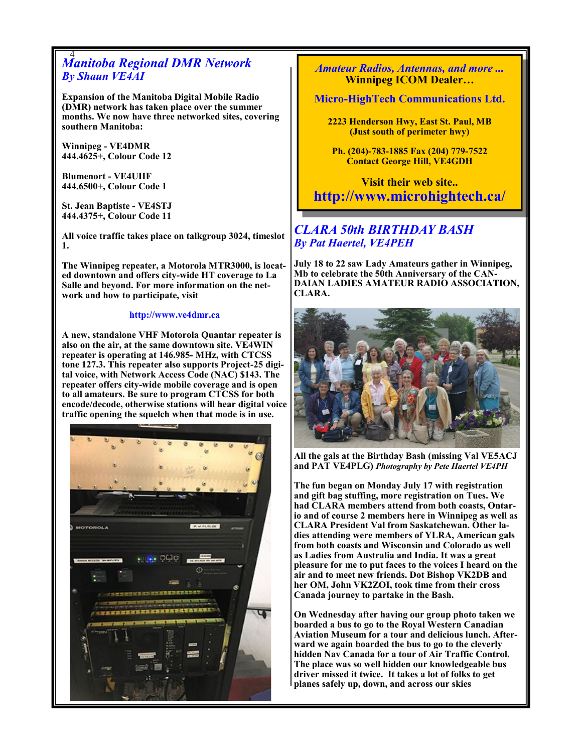## *Manitoba Regional DMR Network*

### *By Shaun VE4AI*

**Expansion of the Manitoba Digital Mobile Radio (DMR) network has taken place over the summer months. We now have three networked sites, covering southern Manitoba:**

**Winnipeg - VE4DMR**
**444.4625+, Colour Code 12**

**Blumenort - VE4UHF**
**444.6500+, Colour Code 1**

**St. Jean Baptiste - VE4STJ**
**444.4375+, Colour Code 11**

**All voice traffic takes place on talkgroup 3024, timeslot 1.**

**The Winnipeg repeater, a Motorola MTR3000, is located downtown and offers city-wide HT coverage to La Salle and beyond. For more information on the network and how to participate, visit**

**http://www.ve4dmr.ca**

**A new, standalone VHF Motorola Quantar repeater is also on the air, at the same downtown site. VE4WIN repeater is operating at 146.985- MHz, with CTCSS tone 127.3. This repeater also supports Project-25 digital voice, with Network Access Code (NAC) $143. The repeater offers city-wide mobile coverage and is open to all amateurs. Be sure to program CTCSS for both encode/decode, otherwise stations will hear digital voice traffic opening the squelch when that mode is in use.**

---

***Amateur Radios, Antennas, and more ...***
**Winnipeg ICOM Dealer…**

**Micro-HighTech Communications Ltd.**

**2223 Henderson Hwy, East St. Paul, MB**
**(Just south of perimeter hwy)**

**Ph. (204)-783-1885 Fax (204) 779-7522**
**Contact George Hill, VE4GDH**

**Visit their web site..**
**http://www.microhightech.ca/**

---

## *CLARA 50th BIRTHDAY BASH*

### *By Pat Haertel, VE4PEH*

**July 18 to 22 saw Lady Amateurs gather in Winnipeg, Mb to celebrate the 50th Anniversary of the CANDAIAN LADIES AMATEUR RADIO ASSOCIATION, CLARA.**

**All the gals at the Birthday Bash (missing Val VE5ACJ and PAT VE4PLG)** ***Photography by Pete Haertel VE4PH***

**The fun began on Monday July 17 with registration and gift bag stuffing, more registration on Tues. We had CLARA members attend from both coasts, Ontario and of course 2 members here in Winnipeg as well as CLARA President Val from Saskatchewan. Other ladies attending were members of YLRA, American gals from both coasts and Wisconsin and Colorado as well as Ladies from Australia and India. It was a great pleasure for me to put faces to the voices I heard on the air and to meet new friends. Dot Bishop VK2DB and her OM, John VK2ZOI, took time from their cross Canada journey to partake in the Bash.**

**On Wednesday after having our group photo taken we boarded a bus to go to the Royal Western Canadian Aviation Museum for a tour and delicious lunch. Afterward we again boarded the bus to go to the cleverly hidden Nav Canada for a tour of Air Traffic Control. The place was so well hidden our knowledgeable bus driver missed it twice. It takes a lot of folks to get planes safely up, down, and across our skies**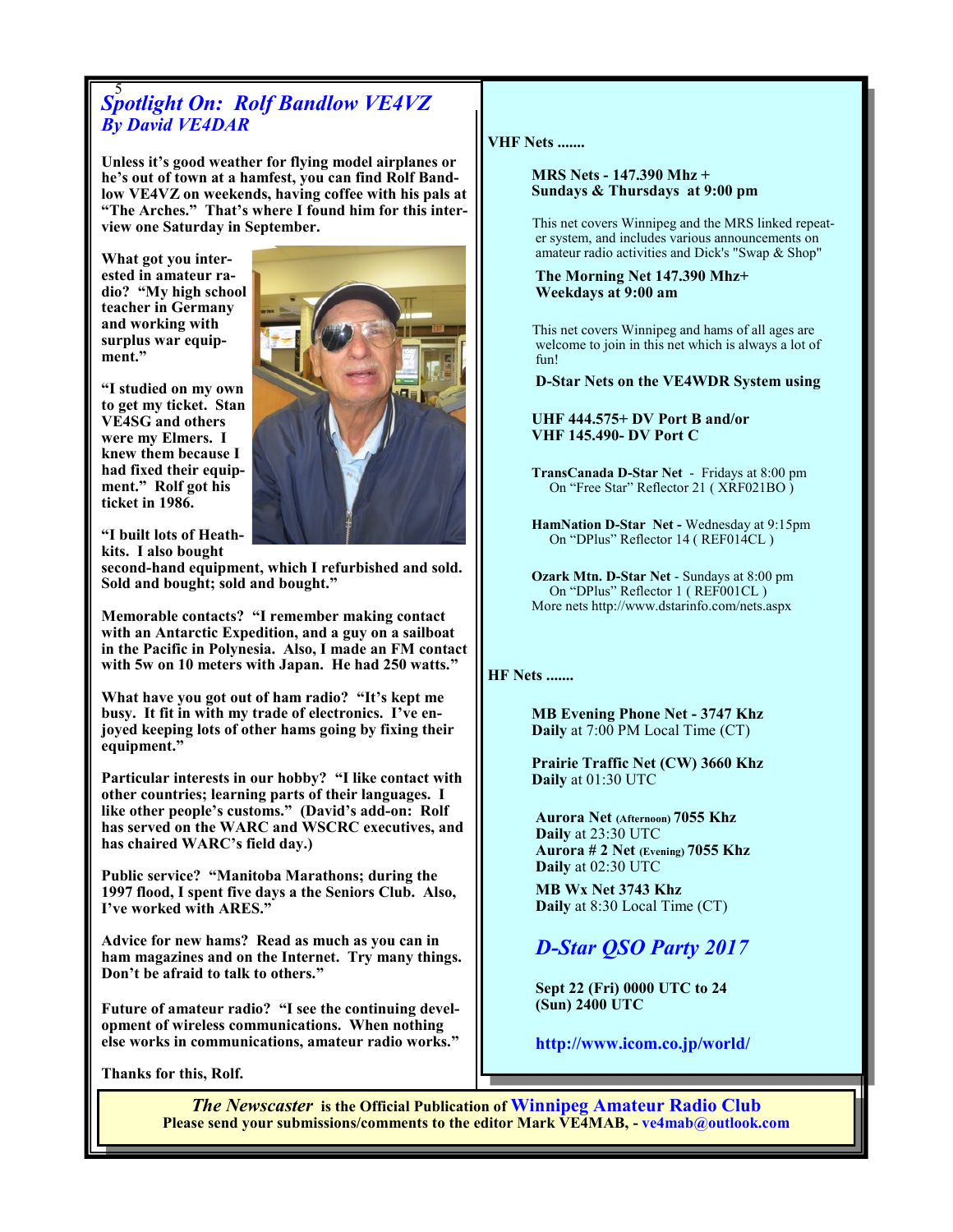## *Spotlight On: Rolf Bandlow VE4VZ*
### *By David VE4DAR*

**Unless it's good weather for flying model airplanes or he's out of town at a hamfest, you can find Rolf Bandlow VE4VZ on weekends, having coffee with his pals at "The Arches." That's where I found him for this interview one Saturday in September.**

**What got you interested in amateur radio? "My high school teacher in Germany and working with surplus war equipment."**

**"I studied on my own to get my ticket. Stan VE4SG and others were my Elmers. I knew them because I had fixed their equipment." Rolf got his ticket in 1986.**

**"I built lots of Heathkits. I also bought second-hand equipment, which I refurbished and sold. Sold and bought; sold and bought."**

**Memorable contacts? "I remember making contact with an Antarctic Expedition, and a guy on a sailboat in the Pacific in Polynesia. Also, I made an FM contact with 5w on 10 meters with Japan. He had 250 watts."**

**What have you got out of ham radio? "It's kept me busy. It fit in with my trade of electronics. I've enjoyed keeping lots of other hams going by fixing their equipment."**

**Particular interests in our hobby? "I like contact with other countries; learning parts of their languages. I like other people's customs." (David's add-on: Rolf has served on the WARC and WSCRC executives, and has chaired WARC's field day.)**

**Public service? "Manitoba Marathons; during the 1997 flood, I spent five days a the Seniors Club. Also, I've worked with ARES."**

**Advice for new hams? Read as much as you can in ham magazines and on the Internet. Try many things. Don't be afraid to talk to others."**

**Future of amateur radio? "I see the continuing development of wireless communications. When nothing else works in communications, amateur radio works."**

**Thanks for this, Rolf.**

**VHF Nets .......**

**MRS Nets - 147.390 Mhz +**
**Sundays & Thursdays at 9:00 pm**

This net covers Winnipeg and the MRS linked repeater system, and includes various announcements on amateur radio activities and Dick's "Swap & Shop"

**The Morning Net 147.390 Mhz+**
**Weekdays at 9:00 am**

This net covers Winnipeg and hams of all ages are welcome to join in this net which is always a lot of fun!

**D-Star Nets on the VE4WDR System using**

**UHF 444.575+ DV Port B and/or**
**VHF 145.490- DV Port C**

**TransCanada D-Star Net** - Fridays at 8:00 pm
On "Free Star" Reflector 21 ( XRF021BO )

**HamNation D-Star Net -** Wednesday at 9:15pm
On "DPlus" Reflector 14 ( REF014CL )

**Ozark Mtn. D-Star Net** - Sundays at 8:00 pm
On "DPlus" Reflector 1 ( REF001CL )
More nets http://www.dstarinfo.com/nets.aspx

**HF Nets .......**

**MB Evening Phone Net - 3747 Khz**
**Daily** at 7:00 PM Local Time (CT)

**Prairie Traffic Net (CW) 3660 Khz**
**Daily** at 01:30 UTC

**Aurora Net (Afternoon) 7055 Khz**
**Daily** at 23:30 UTC
**Aurora # 2 Net (Evening) 7055 Khz**
**Daily** at 02:30 UTC

**MB Wx Net 3743 Khz**
**Daily** at 8:30 Local Time (CT)

## *D-Star QSO Party 2017*

**Sept 22 (Fri) 0000 UTC to 24 (Sun) 2400 UTC**

**http://www.icom.co.jp/world/**

***The Newscaster* is the Official Publication of Winnipeg Amateur Radio Club**
**Please send your submissions/comments to the editor Mark VE4MAB, - ve4mab@outlook.com**